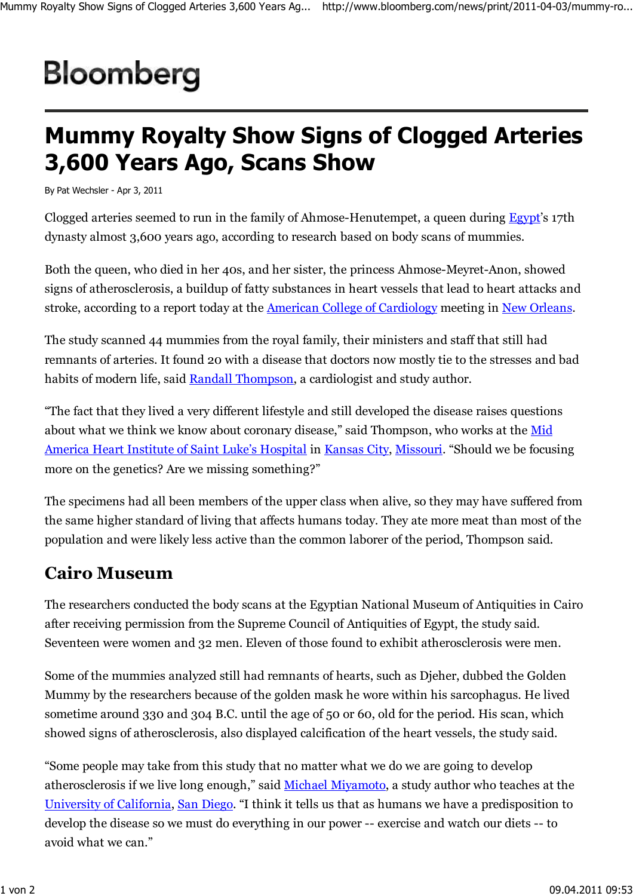Bloomberg

# Mummy Royalty Show Signs of Clogged Arteries 3,600 Years Ago, Scans Show

By Pat Wechsler - Apr 3, 2011

Clogged arteries seemed to run in the family of Ahmose-Henutempet, a queen during Egypt's 17th dynasty almost 3,600 years ago, according to research based on body scans of mummies.

Both the queen, who died in her 40s, and her sister, the princess Ahmose-Meyret-Anon, showed signs of atherosclerosis, a buildup of fatty substances in heart vessels that lead to heart attacks and stroke, according to a report today at the American College of Cardiology meeting in New Orleans.

The study scanned 44 mummies from the royal family, their ministers and staff that still had remnants of arteries. It found 20 with a disease that doctors now mostly tie to the stresses and bad habits of modern life, said Randall Thompson, a cardiologist and study author.

"The fact that they lived a very different lifestyle and still developed the disease raises questions about what we think we know about coronary disease," said Thompson, who works at the Mid America Heart Institute of Saint Luke's Hospital in Kansas City, Missouri. "Should we be focusing more on the genetics? Are we missing something?"

The specimens had all been members of the upper class when alive, so they may have suffered from the same higher standard of living that affects humans today. They ate more meat than most of the population and were likely less active than the common laborer of the period, Thompson said.

## Cairo Museum

The researchers conducted the body scans at the Egyptian National Museum of Antiquities in Cairo after receiving permission from the Supreme Council of Antiquities of Egypt, the study said. Seventeen were women and 32 men. Eleven of those found to exhibit atherosclerosis were men.

Some of the mummies analyzed still had remnants of hearts, such as Djeher, dubbed the Golden Mummy by the researchers because of the golden mask he wore within his sarcophagus. He lived sometime around 330 and 304 B.C. until the age of 50 or 60, old for the period. His scan, which showed signs of atherosclerosis, also displayed calcification of the heart vessels, the study said.

"Some people may take from this study that no matter what we do we are going to develop atherosclerosis if we live long enough," said Michael Miyamoto, a study author who teaches at the University of California, San Diego. "I think it tells us that as humans we have a predisposition to develop the disease so we must do everything in our power -- exercise and watch our diets -- to avoid what we can."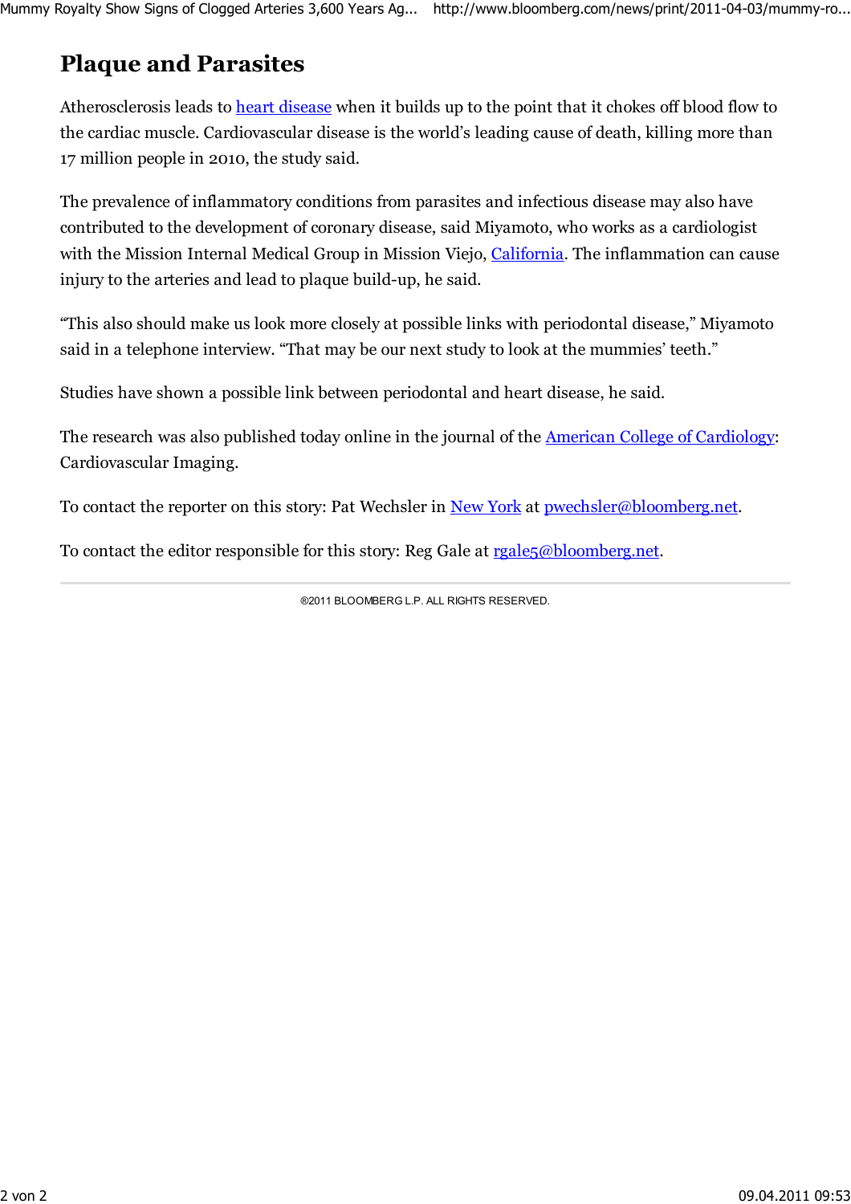## Plaque and Parasites

Atherosclerosis leads to heart disease when it builds up to the point that it chokes off blood flow to the cardiac muscle. Cardiovascular disease is the world's leading cause of death, killing more than 17 million people in 2010, the study said.

The prevalence of inflammatory conditions from parasites and infectious disease may also have contributed to the development of coronary disease, said Miyamoto, who works as a cardiologist with the Mission Internal Medical Group in Mission Viejo, California. The inflammation can cause injury to the arteries and lead to plaque build-up, he said.

"This also should make us look more closely at possible links with periodontal disease," Miyamoto said in a telephone interview. "That may be our next study to look at the mummies' teeth."

Studies have shown a possible link between periodontal and heart disease, he said.

The research was also published today online in the journal of the American College of Cardiology: Cardiovascular Imaging.

To contact the reporter on this story: Pat Wechsler in New York at pwechsler@bloomberg.net.

To contact the editor responsible for this story: Reg Gale at rgale5@bloomberg.net.

---

®2011 BLOOMBERG L.P. ALL RIGHTS RESERVED.